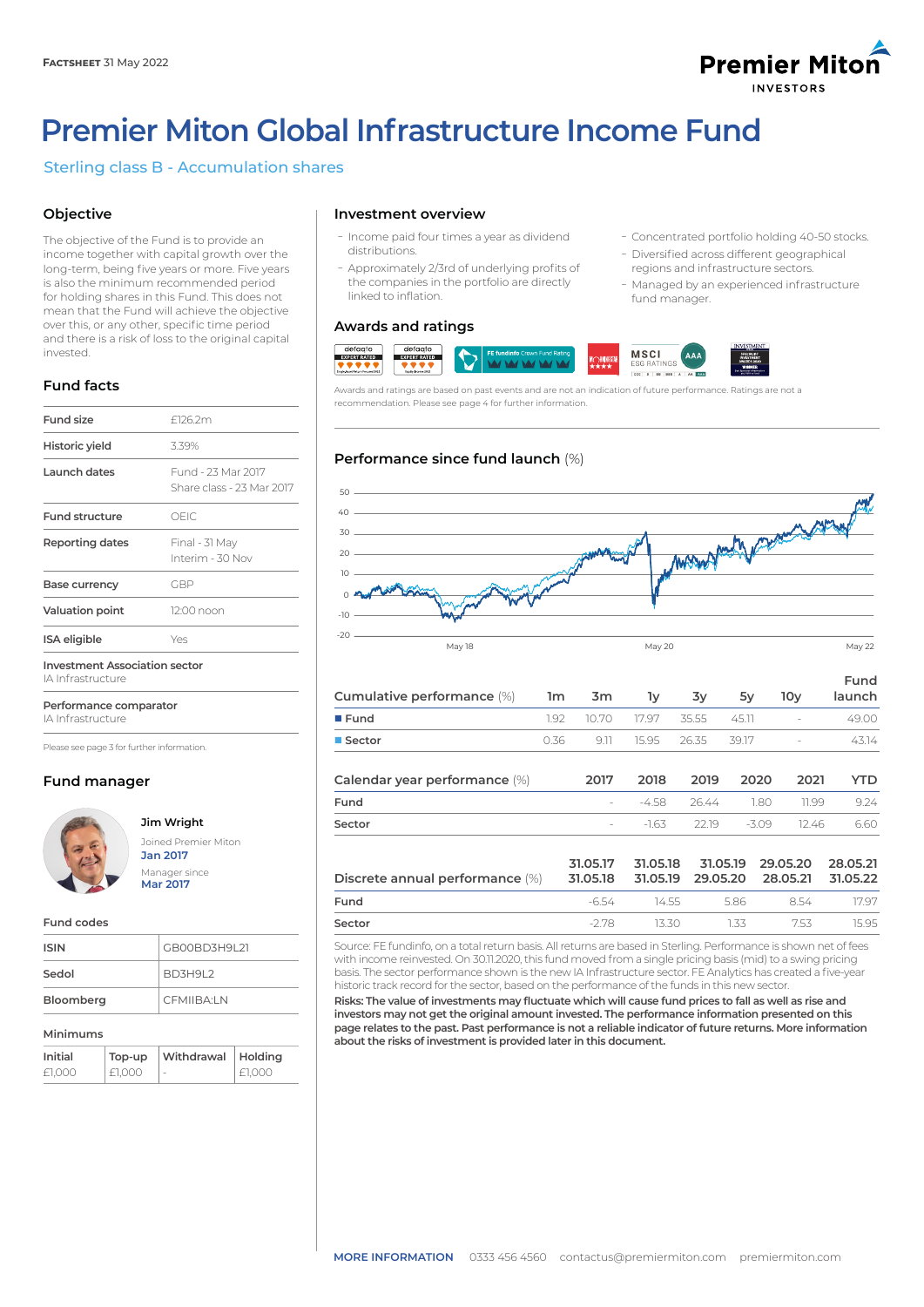**FACTSHEET** 31 May 2022

# Premier Miton Global Infrastructure Income Fund

## Sterling class B - Accumulation shares

### Objective

The objective of the Fund is to provide an income together with capital growth over the long-term, being five years or more. Five years is also the minimum recommended period for holding shares in this Fund. This does not mean that the Fund will achieve the objective over this, or any other, specific time period and there is a risk of loss to the original capital invested.

### Fund facts

| | |
|---|---|
| Fund size | £126.2m |
| Historic yield | 3.39% |
| Launch dates | Fund - 23 Mar 2017<br>Share class - 23 Mar 2017 |
| Fund structure | OEIC |
| Reporting dates | Final - 31 May<br>Interim - 30 Nov |
| Base currency | GBP |
| Valuation point | 12:00 noon |
| ISA eligible | Yes |

**Investment Association sector**
IA Infrastructure

**Performance comparator**
IA Infrastructure

Please see page 3 for further information.

### Fund manager

**Jim Wright**
Joined Premier Miton **Jan 2017**
Manager since **Mar 2017**

### Fund codes

| | |
|---|---|
| ISIN | GB00BD3H9L21 |
| Sedol | BD3H9L2 |
| Bloomberg | CFMIIBA:LN |

### Minimums

| Initial | Top-up | Withdrawal | Holding |
|---|---|---|---|
| £1,000 | £1,000 | - | £1,000 |

### Investment overview

- Income paid four times a year as dividend distributions.
- Approximately 2/3rd of underlying profits of the companies in the portfolio are directly linked to inflation.
- Concentrated portfolio holding 40-50 stocks.
- Diversified across different geographical regions and infrastructure sectors.
- Managed by an experienced infrastructure fund manager.

### Awards and ratings

Awards and ratings are based on past events and are not an indication of future performance. Ratings are not a recommendation. Please see page 4 for further information.

### Performance since fund launch (%)

| Cumulative performance (%) | 1m | 3m | 1y | 3y | 5y | 10y | Fund launch |
|---|---|---|---|---|---|---|---|
| Fund | 1.92 | 10.70 | 17.97 | 35.55 | 45.11 | - | 49.00 |
| Sector | 0.36 | 9.11 | 15.95 | 26.35 | 39.17 | - | 43.14 |

| Calendar year performance (%) | 2017 | 2018 | 2019 | 2020 | 2021 | YTD |
|---|---|---|---|---|---|---|
| Fund | - | -4.58 | 26.44 | 1.80 | 11.99 | 9.24 |
| Sector | - | -1.63 | 22.19 | -3.09 | 12.46 | 6.60 |

| Discrete annual performance (%) | 31.05.17<br>31.05.18 | 31.05.18<br>31.05.19 | 31.05.19<br>29.05.20 | 29.05.20<br>28.05.21 | 28.05.21<br>31.05.22 |
|---|---|---|---|---|---|
| Fund | -6.54 | 14.55 | 5.86 | 8.54 | 17.97 |
| Sector | -2.78 | 13.30 | 1.33 | 7.53 | 15.95 |

Source: FE fundinfo, on a total return basis. All returns are based in Sterling. Performance is shown net of fees with income reinvested. On 30.11.2020, this fund moved from a single pricing basis (mid) to a swing pricing basis. The sector performance shown is the new IA Infrastructure sector. FE Analytics has created a five-year historic track record for the sector, based on the performance of the funds in this new sector.

**Risks: The value of investments may fluctuate which will cause fund prices to fall as well as rise and investors may not get the original amount invested. The performance information presented on this page relates to the past. Past performance is not a reliable indicator of future returns. More information about the risks of investment is provided later in this document.**

**MORE INFORMATION** 0333 456 4560 contactus@premiermiton.com premiermiton.com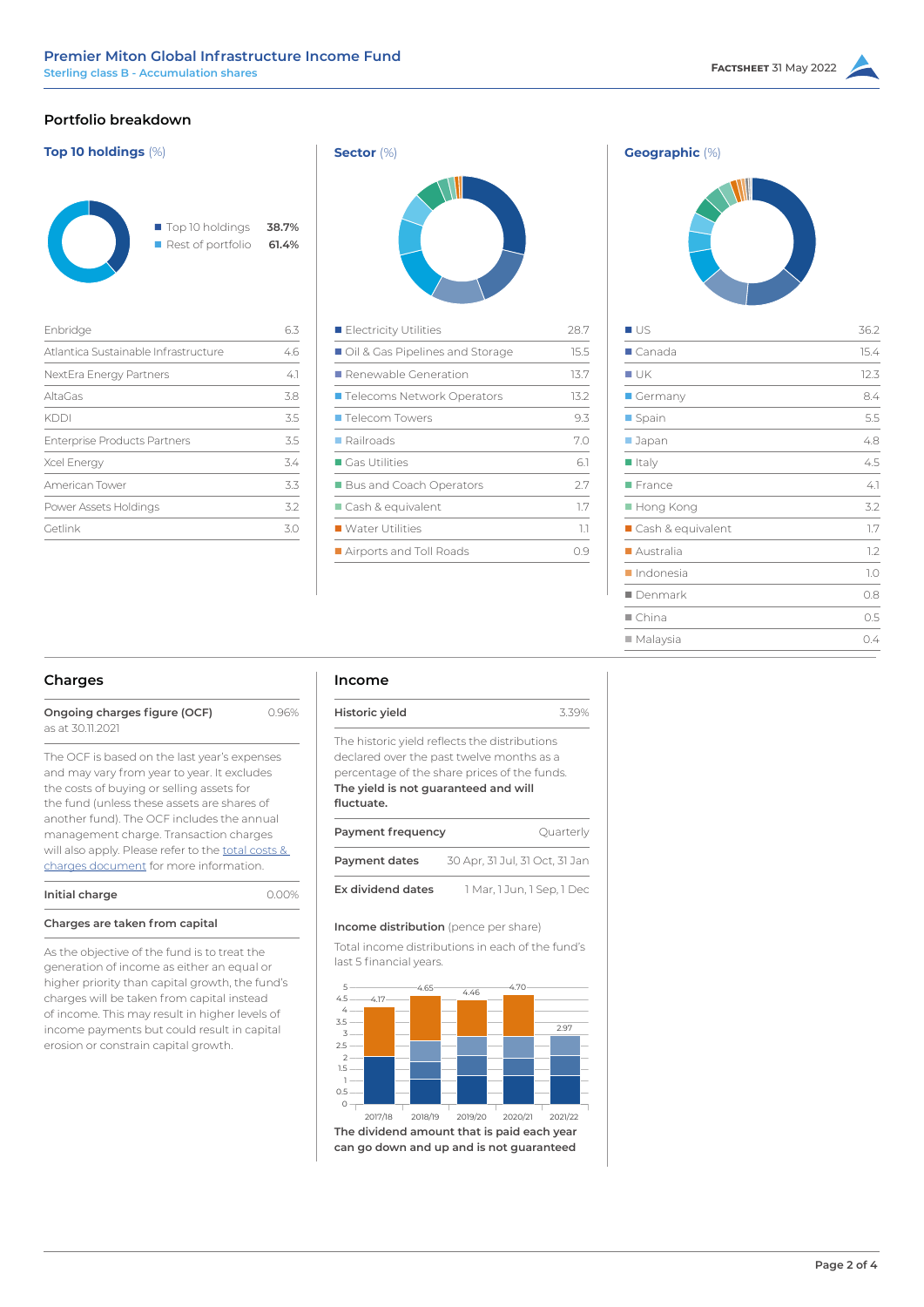## Portfolio breakdown

### Top 10 holdings (%)

| | |
|---|---|
| Top 10 holdings | 38.7% |
| Rest of portfolio | 61.4% |

| Holding | % |
|---|---|
| Enbridge | 6.3 |
| Atlantica Sustainable Infrastructure | 4.6 |
| NextEra Energy Partners | 4.1 |
| AltaGas | 3.8 |
| KDDI | 3.5 |
| Enterprise Products Partners | 3.5 |
| Xcel Energy | 3.4 |
| American Tower | 3.3 |
| Power Assets Holdings | 3.2 |
| Getlink | 3.0 |

### Sector (%)

| Sector | % |
|---|---|
| Electricity Utilities | 28.7 |
| Oil & Gas Pipelines and Storage | 15.5 |
| Renewable Generation | 13.7 |
| Telecoms Network Operators | 13.2 |
| Telecom Towers | 9.3 |
| Railroads | 7.0 |
| Gas Utilities | 6.1 |
| Bus and Coach Operators | 2.7 |
| Cash & equivalent | 1.7 |
| Water Utilities | 1.1 |
| Airports and Toll Roads | 0.9 |

### Geographic (%)

| Country | % |
|---|---|
| US | 36.2 |
| Canada | 15.4 |
| UK | 12.3 |
| Germany | 8.4 |
| Spain | 5.5 |
| Japan | 4.8 |
| Italy | 4.5 |
| France | 4.1 |
| Hong Kong | 3.2 |
| Cash & equivalent | 1.7 |
| Australia | 1.2 |
| Indonesia | 1.0 |
| Denmark | 0.8 |
| China | 0.5 |
| Malaysia | 0.4 |

## Charges

**Ongoing charges figure (OCF)** as at 30.11.2021 — 0.96%

The OCF is based on the last year's expenses and may vary from year to year. It excludes the costs of buying or selling assets for the fund (unless these assets are shares of another fund). The OCF includes the annual management charge. Transaction charges will also apply. Please refer to the total costs & charges document for more information.

**Initial charge** — 0.00%

**Charges are taken from capital**

As the objective of the fund is to treat the generation of income as either an equal or higher priority than capital growth, the fund's charges will be taken from capital instead of income. This may result in higher levels of income payments but could result in capital erosion or constrain capital growth.

## Income

**Historic yield** — 3.39%

The historic yield reflects the distributions declared over the past twelve months as a percentage of the share prices of the funds. **The yield is not guaranteed and will fluctuate.**

| | |
|---|---|
| **Payment frequency** | Quarterly |
| **Payment dates** | 30 Apr, 31 Jul, 31 Oct, 31 Jan |
| **Ex dividend dates** | 1 Mar, 1 Jun, 1 Sep, 1 Dec |

**Income distribution** (pence per share)

Total income distributions in each of the fund's last 5 financial years.

| Year | Total |
|---|---|
| 2017/18 | 4.17 |
| 2018/19 | 4.65 |
| 2019/20 | 4.46 |
| 2020/21 | 4.70 |
| 2021/22 | 2.97 |

**The dividend amount that is paid each year can go down and up and is not guaranteed**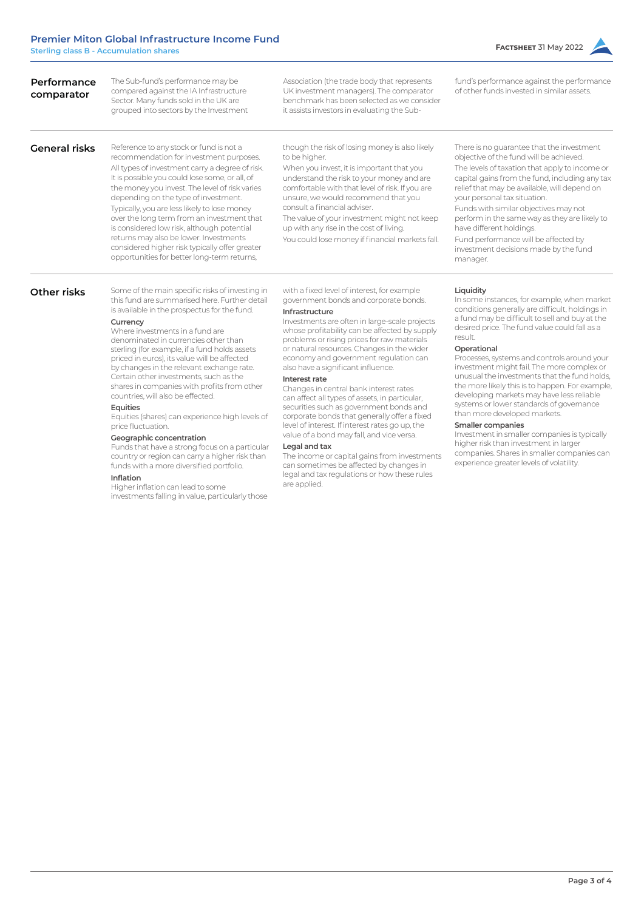## Performance comparator

The Sub-fund's performance may be compared against the IA Infrastructure Sector. Many funds sold in the UK are grouped into sectors by the Investment Association (the trade body that represents UK investment managers). The comparator benchmark has been selected as we consider it assists investors in evaluating the Sub-fund's performance against the performance of other funds invested in similar assets.

## General risks

Reference to any stock or fund is not a recommendation for investment purposes.

All types of investment carry a degree of risk. It is possible you could lose some, or all, of the money you invest. The level of risk varies depending on the type of investment.

Typically, you are less likely to lose money over the long term from an investment that is considered low risk, although potential returns may also be lower. Investments considered higher risk typically offer greater opportunities for better long-term returns, though the risk of losing money is also likely to be higher.

When you invest, it is important that you understand the risk to your money and are comfortable with that level of risk. If you are unsure, we would recommend that you consult a financial adviser.

The value of your investment might not keep up with any rise in the cost of living.

You could lose money if financial markets fall.

There is no guarantee that the investment objective of the fund will be achieved.

The levels of taxation that apply to income or capital gains from the fund, including any tax relief that may be available, will depend on your personal tax situation.

Funds with similar objectives may not perform in the same way as they are likely to have different holdings.

Fund performance will be affected by investment decisions made by the fund manager.

## Other risks

Some of the main specific risks of investing in this fund are summarised here. Further detail is available in the prospectus for the fund.

**Currency**

Where investments in a fund are denominated in currencies other than sterling (for example, if a fund holds assets priced in euros), its value will be affected by changes in the relevant exchange rate. Certain other investments, such as the shares in companies with profits from other countries, will also be effected.

**Equities**

Equities (shares) can experience high levels of price fluctuation.

**Geographic concentration**

Funds that have a strong focus on a particular country or region can carry a higher risk than funds with a more diversified portfolio.

**Inflation**

Higher inflation can lead to some investments falling in value, particularly those with a fixed level of interest, for example government bonds and corporate bonds.

**Infrastructure**

Investments are often in large-scale projects whose profitability can be affected by supply problems or rising prices for raw materials or natural resources. Changes in the wider economy and government regulation can also have a significant influence.

**Interest rate**

Changes in central bank interest rates can affect all types of assets, in particular, securities such as government bonds and corporate bonds that generally offer a fixed level of interest. If interest rates go up, the value of a bond may fall, and vice versa.

**Legal and tax**

The income or capital gains from investments can sometimes be affected by changes in legal and tax regulations or how these rules are applied.

**Liquidity**

In some instances, for example, when market conditions generally are difficult, holdings in a fund may be difficult to sell and buy at the desired price. The fund value could fall as a result.

**Operational**

Processes, systems and controls around your investment might fail. The more complex or unusual the investments that the fund holds, the more likely this is to happen. For example, developing markets may have less reliable systems or lower standards of governance than more developed markets.

**Smaller companies**

Investment in smaller companies is typically higher risk than investment in larger companies. Shares in smaller companies can experience greater levels of volatility.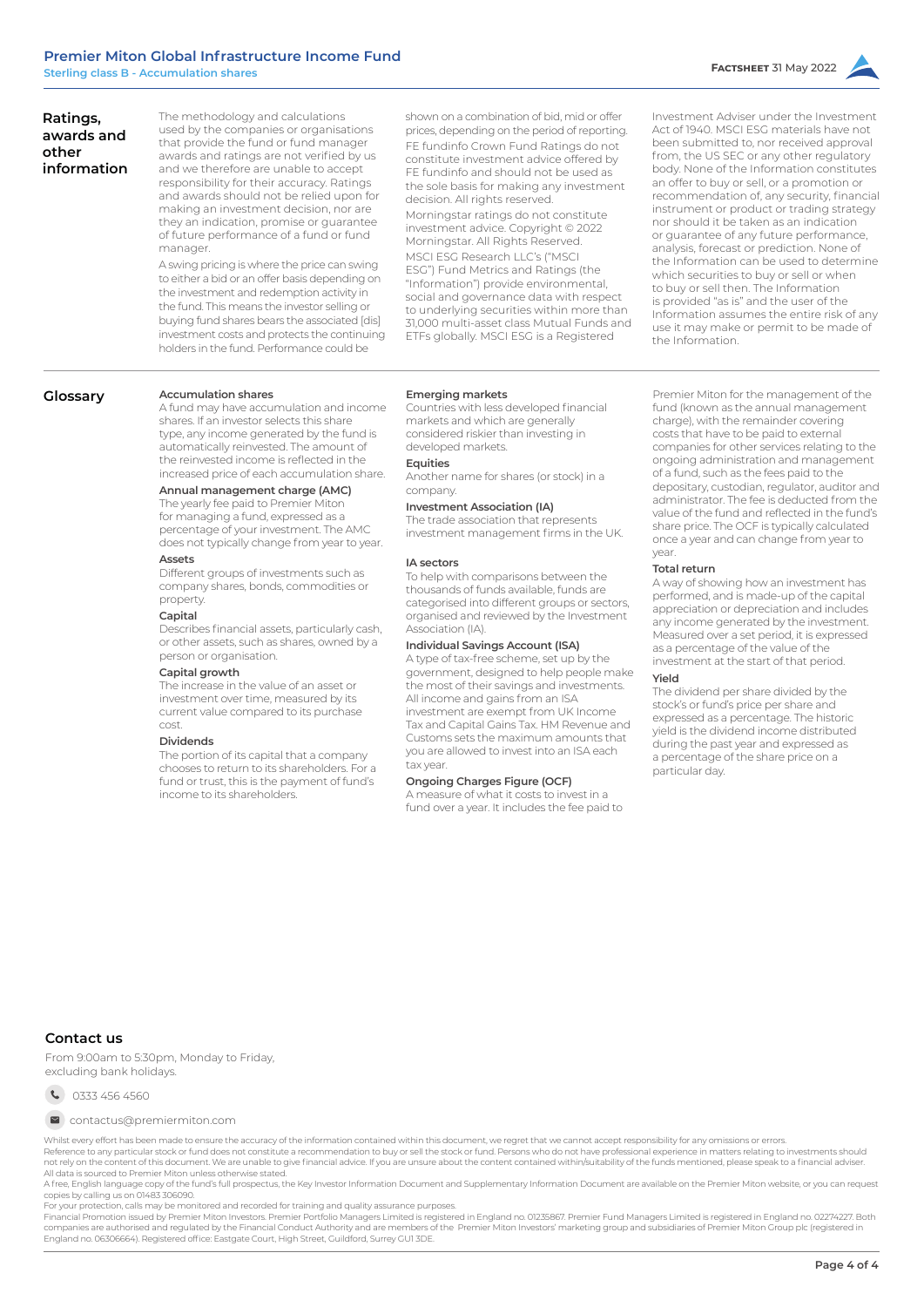## Ratings, awards and other information

The methodology and calculations used by the companies or organisations that provide the fund or fund manager awards and ratings are not verified by us and we therefore are unable to accept responsibility for their accuracy. Ratings and awards should not be relied upon for making an investment decision, nor are they an indication, promise or guarantee of future performance of a fund or fund manager.

A swing pricing is where the price can swing to either a bid or an offer basis depending on the investment and redemption activity in the fund. This means the investor selling or buying fund shares bears the associated [dis] investment costs and protects the continuing holders in the fund. Performance could be shown on a combination of bid, mid or offer prices, depending on the period of reporting.

FE fundinfo Crown Fund Ratings do not constitute investment advice offered by FE fundinfo and should not be used as the sole basis for making any investment decision. All rights reserved.

Morningstar ratings do not constitute investment advice. Copyright © 2022 Morningstar. All Rights Reserved.

MSCI ESG Research LLC's ("MSCI ESG") Fund Metrics and Ratings (the "Information") provide environmental, social and governance data with respect to underlying securities within more than 31,000 multi-asset class Mutual Funds and ETFs globally. MSCI ESG is a Registered Investment Adviser under the Investment Act of 1940. MSCI ESG materials have not been submitted to, nor received approval from, the US SEC or any other regulatory body. None of the Information constitutes an offer to buy or sell, or a promotion or recommendation of, any security, financial instrument or product or trading strategy nor should it be taken as an indication or guarantee of any future performance, analysis, forecast or prediction. None of the Information can be used to determine which securities to buy or sell or when to buy or sell then. The Information is provided "as is" and the user of the Information assumes the entire risk of any use it may make or permit to be made of the Information.

## Glossary

**Accumulation shares**
A fund may have accumulation and income shares. If an investor selects this share type, any income generated by the fund is automatically reinvested. The amount of the reinvested income is reflected in the increased price of each accumulation share.

**Annual management charge (AMC)**
The yearly fee paid to Premier Miton for managing a fund, expressed as a percentage of your investment. The AMC does not typically change from year to year.

**Assets**
Different groups of investments such as company shares, bonds, commodities or property.

**Capital**
Describes financial assets, particularly cash, or other assets, such as shares, owned by a person or organisation.

**Capital growth**
The increase in the value of an asset or investment over time, measured by its current value compared to its purchase cost.

**Dividends**
The portion of its capital that a company chooses to return to its shareholders. For a fund or trust, this is the payment of fund's income to its shareholders.

**Emerging markets**
Countries with less developed financial markets and which are generally considered riskier than investing in developed markets.

**Equities**
Another name for shares (or stock) in a company.

**Investment Association (IA)**
The trade association that represents investment management firms in the UK.

**IA sectors**
To help with comparisons between the thousands of funds available, funds are categorised into different groups or sectors, organised and reviewed by the Investment Association (IA).

**Individual Savings Account (ISA)**
A type of tax-free scheme, set up by the government, designed to help people make the most of their savings and investments. All income and gains from an ISA investment are exempt from UK Income Tax and Capital Gains Tax. HM Revenue and Customs sets the maximum amounts that you are allowed to invest into an ISA each tax year.

**Ongoing Charges Figure (OCF)**
A measure of what it costs to invest in a fund over a year. It includes the fee paid to Premier Miton for the management of the fund (known as the annual management charge), with the remainder covering costs that have to be paid to external companies for other services relating to the ongoing administration and management of a fund, such as the fees paid to the depositary, custodian, regulator, auditor and administrator. The fee is deducted from the value of the fund and reflected in the fund's share price. The OCF is typically calculated once a year and can change from year to year.

**Total return**
A way of showing how an investment has performed, and is made-up of the capital appreciation or depreciation and includes any income generated by the investment. Measured over a set period, it is expressed as a percentage of the value of the investment at the start of that period.

**Yield**
The dividend per share divided by the stock's or fund's price per share and expressed as a percentage. The historic yield is the dividend income distributed during the past year and expressed as a percentage of the share price on a particular day.

## Contact us

From 9:00am to 5:30pm, Monday to Friday, excluding bank holidays.

0333 456 4560

contactus@premiermiton.com

Whilst every effort has been made to ensure the accuracy of the information contained within this document, we regret that we cannot accept responsibility for any omissions or errors.
Reference to any particular stock or fund does not constitute a recommendation to buy or sell the stock or fund. Persons who do not have professional experience in matters relating to investments should not rely on the content of this document. We are unable to give financial advice. If you are unsure about the content contained within/suitability of the funds mentioned, please speak to a financial adviser.
All data is sourced to Premier Miton unless otherwise stated.
A free, English language copy of the fund's full prospectus, the Key Investor Information Document and Supplementary Information Document are available on the Premier Miton website, or you can request copies by calling us on 01483 306090.
For your protection, calls may be monitored and recorded for training and quality assurance purposes.
Financial Promotion issued by Premier Miton Investors. Premier Portfolio Managers Limited is registered in England no. 01235867. Premier Fund Managers Limited is registered in England no. 02274227. Both companies are authorised and regulated by the Financial Conduct Authority and are members of the Premier Miton Investors' marketing group and subsidiaries of Premier Miton Group plc (registered in England no. 06306664). Registered office: Eastgate Court, High Street, Guildford, Surrey GU1 3DE.